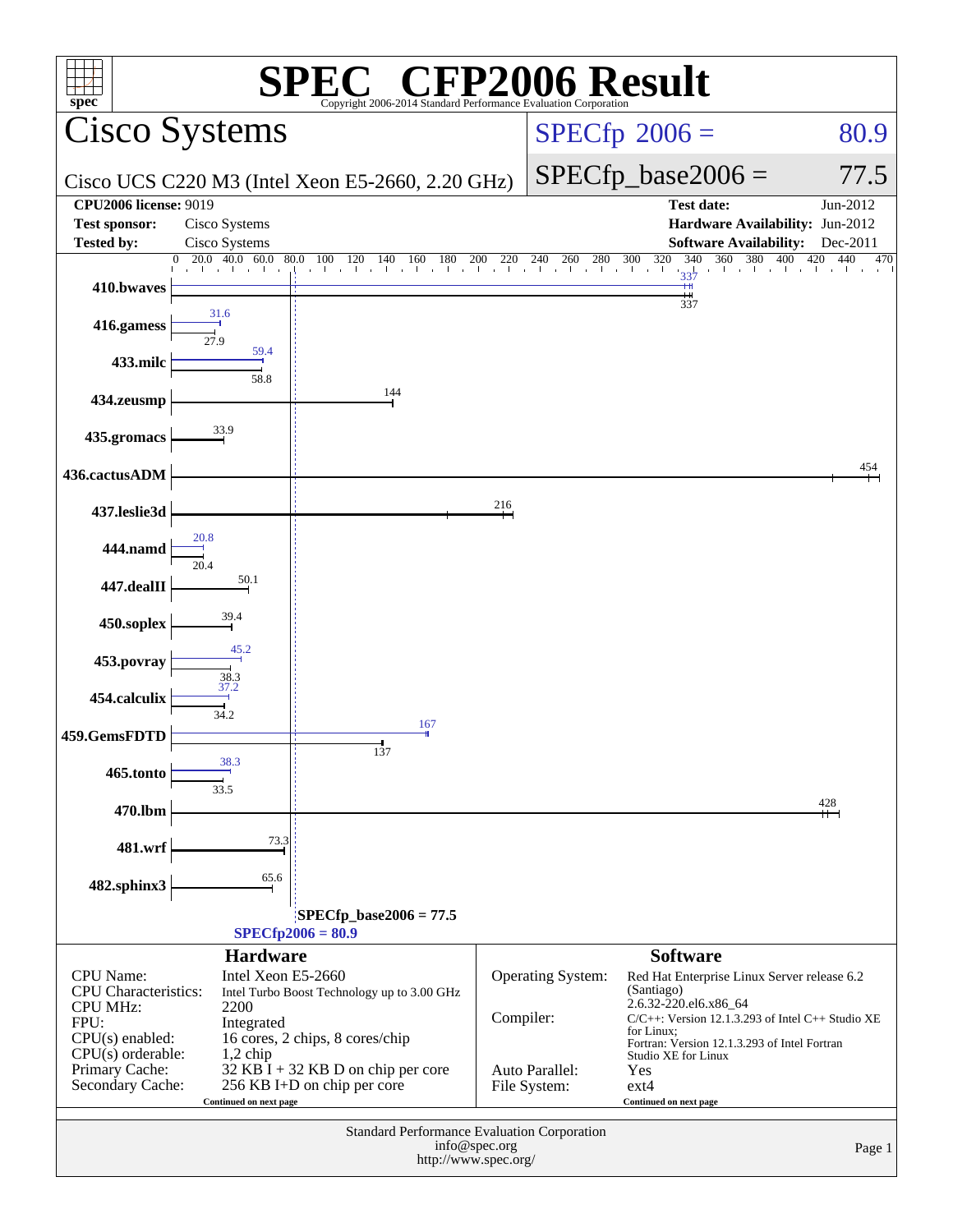# SPEC® CFP2006 Result

Copyright 2006-2014 Standard Performance Evaluation Corporation

## Cisco Systems

Cisco UCS C220 M3 (Intel Xeon E5-2660, 2.20 GHz)

SPECfp 2006 = 80.9

SPECfp_base2006 = 77.5

| | | | |
|---|---|---|---|
| **CPU2006 license:** 9019 | | **Test date:** | Jun-2012 |
| **Test sponsor:** | Cisco Systems | **Hardware Availability:** | Jun-2012 |
| **Tested by:** | Cisco Systems | **Software Availability:** | Dec-2011 |

| Benchmark | Peak | Base |
|---|---|---|
| 410.bwaves | 337 | 337 |
| 416.gamess | 31.6 | 27.9 |
| 433.milc | 59.4 | 58.8 |
| 434.zeusmp | | 144 |
| 435.gromacs | | 33.9 |
| 436.cactusADM | | 454 |
| 437.leslie3d | | 216 |
| 444.namd | 20.8 | 20.4 |
| 447.dealII | | 50.1 |
| 450.soplex | | 39.4 |
| 453.povray | 45.2 | 38.3 |
| 454.calculix | 37.2 | 34.2 |
| 459.GemsFDTD | 167 | 137 |
| 465.tonto | 38.3 | 33.5 |
| 470.lbm | | 428 |
| 481.wrf | | 73.3 |
| 482.sphinx3 | | 65.6 |

SPECfp_base2006 = 77.5

SPECfp2006 = 80.9

### Hardware

| | |
|---|---|
| CPU Name: | Intel Xeon E5-2660 |
| CPU Characteristics: | Intel Turbo Boost Technology up to 3.00 GHz |
| CPU MHz: | 2200 |
| FPU: | Integrated |
| CPU(s) enabled: | 16 cores, 2 chips, 8 cores/chip |
| CPU(s) orderable: | 1,2 chip |
| Primary Cache: | 32 KB I + 32 KB D on chip per core |
| Secondary Cache: | 256 KB I+D on chip per core |

Continued on next page

### Software

| | |
|---|---|
| Operating System: | Red Hat Enterprise Linux Server release 6.2 (Santiago) 2.6.32-220.el6.x86_64 |
| Compiler: | C/C++: Version 12.1.3.293 of Intel C++ Studio XE for Linux; Fortran: Version 12.1.3.293 of Intel Fortran Studio XE for Linux |
| Auto Parallel: | Yes |
| File System: | ext4 |

Continued on next page

Standard Performance Evaluation Corporation
info@spec.org
http://www.spec.org/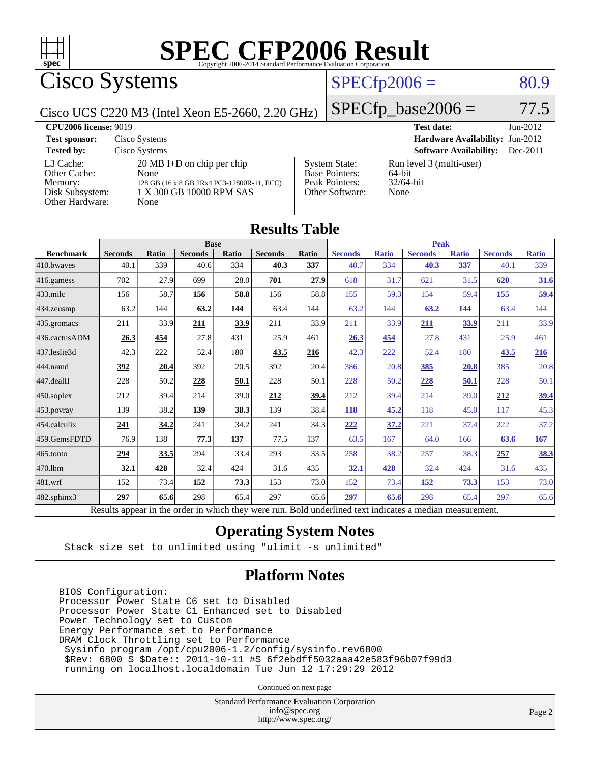# SPEC CFP2006 Result

Copyright 2006-2014 Standard Performance Evaluation Corporation

## Cisco Systems

Cisco UCS C220 M3 (Intel Xeon E5-2660, 2.20 GHz)

SPECfp2006 = 80.9

SPECfp_base2006 = 77.5

| | | | |
|---|---|---|---|
| **CPU2006 license:** 9019 | | **Test date:** | Jun-2012 |
| **Test sponsor:** | Cisco Systems | **Hardware Availability:** | Jun-2012 |
| **Tested by:** | Cisco Systems | **Software Availability:** | Dec-2011 |

| | | | |
|---|---|---|---|
| L3 Cache: | 20 MB I+D on chip per chip | System State: | Run level 3 (multi-user) |
| Other Cache: | None | Base Pointers: | 64-bit |
| Memory: | 128 GB (16 x 8 GB 2Rx4 PC3-12800R-11, ECC) | Peak Pointers: | 32/64-bit |
| Disk Subsystem: | 1 X 300 GB 10000 RPM SAS | Other Software: | None |
| Other Hardware: | None | | |

## Results Table

| | Base | | | | | | Peak | | | | | |
|---|---|---|---|---|---|---|---|---|---|---|---|---|
| **Benchmark** | **Seconds** | **Ratio** | **Seconds** | **Ratio** | **Seconds** | **Ratio** | **Seconds** | **Ratio** | **Seconds** | **Ratio** | **Seconds** | **Ratio** |
| 410.bwaves | 40.1 | 339 | 40.6 | 334 | **40.3** | **337** | 40.7 | 334 | **40.3** | **337** | 40.1 | 339 |
| 416.gamess | 702 | 27.9 | 699 | 28.0 | **701** | **27.9** | 618 | 31.7 | 621 | 31.5 | **620** | **31.6** |
| 433.milc | 156 | 58.7 | **156** | **58.8** | 156 | 58.8 | 155 | 59.3 | 154 | 59.4 | **155** | **59.4** |
| 434.zeusmp | 63.2 | 144 | **63.2** | **144** | 63.4 | 144 | 63.2 | 144 | **63.2** | **144** | 63.4 | 144 |
| 435.gromacs | 211 | 33.9 | **211** | **33.9** | 211 | 33.9 | 211 | 33.9 | **211** | **33.9** | 211 | 33.9 |
| 436.cactusADM | **26.3** | **454** | 27.8 | 431 | 25.9 | 461 | **26.3** | **454** | 27.8 | 431 | 25.9 | 461 |
| 437.leslie3d | 42.3 | 222 | 52.4 | 180 | **43.5** | **216** | 42.3 | 222 | 52.4 | 180 | **43.5** | **216** |
| 444.namd | **392** | **20.4** | 392 | 20.5 | 392 | 20.4 | 386 | 20.8 | **385** | **20.8** | 385 | 20.8 |
| 447.dealII | 228 | 50.2 | **228** | **50.1** | 228 | 50.1 | 228 | 50.2 | **228** | **50.1** | 228 | 50.1 |
| 450.soplex | 212 | 39.4 | 214 | 39.0 | **212** | **39.4** | 212 | 39.4 | 214 | 39.0 | **212** | **39.4** |
| 453.povray | 139 | 38.2 | **139** | **38.3** | 139 | 38.4 | **118** | **45.2** | 118 | 45.0 | 117 | 45.3 |
| 454.calculix | **241** | **34.2** | 241 | 34.2 | 241 | 34.3 | **222** | **37.2** | 221 | 37.4 | 222 | 37.2 |
| 459.GemsFDTD | 76.9 | 138 | **77.3** | **137** | 77.5 | 137 | 63.5 | 167 | 64.0 | 166 | **63.6** | **167** |
| 465.tonto | **294** | **33.5** | 294 | 33.4 | 293 | 33.5 | 258 | 38.2 | 257 | 38.3 | **257** | **38.3** |
| 470.lbm | **32.1** | **428** | 32.4 | 424 | 31.6 | 435 | **32.1** | **428** | 32.4 | 424 | 31.6 | 435 |
| 481.wrf | 152 | 73.4 | **152** | **73.3** | 153 | 73.0 | 152 | 73.4 | **152** | **73.3** | 153 | 73.0 |
| 482.sphinx3 | **297** | **65.6** | 298 | 65.4 | 297 | 65.6 | **297** | **65.6** | 298 | 65.4 | 297 | 65.6 |

Results appear in the order in which they were run. Bold underlined text indicates a median measurement.

## Operating System Notes

```
Stack size set to unlimited using "ulimit -s unlimited"
```

## Platform Notes

```
BIOS Configuration:
Processor Power State C6 set to Disabled
Processor Power State C1 Enhanced set to Disabled
Power Technology set to Custom
Energy Performance set to Performance
DRAM Clock Throttling set to Performance
 Sysinfo program /opt/cpu2006-1.2/config/sysinfo.rev6800
 $Rev: 6800 $ $Date:: 2011-10-11 #$ 6f2ebdff5032aaa42e583f96b07f99d3
 running on localhost.localdomain Tue Jun 12 17:29:29 2012
```

Continued on next page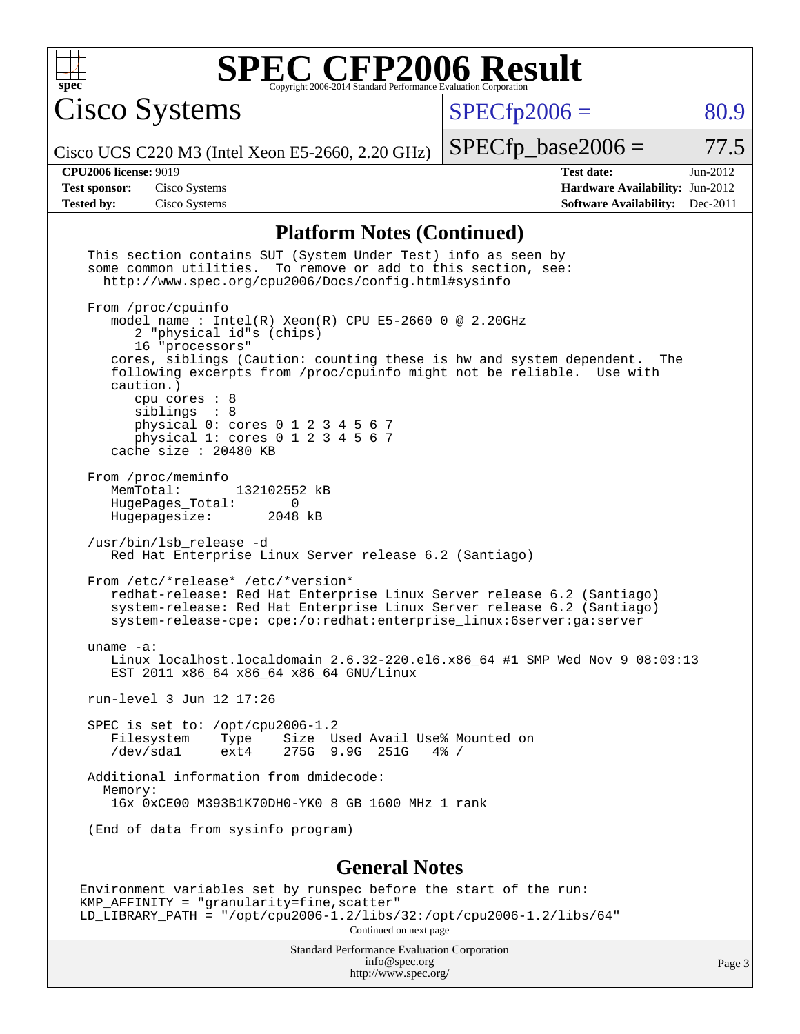# SPEC CFP2006 Result

Copyright 2006-2014 Standard Performance Evaluation Corporation

## Cisco Systems

Cisco UCS C220 M3 (Intel Xeon E5-2660, 2.20 GHz)

SPECfp2006 = 80.9

SPECfp_base2006 = 77.5

| | | | |
|---|---|---|---|
| **CPU2006 license:** 9019 | | **Test date:** | Jun-2012 |
| **Test sponsor:** | Cisco Systems | **Hardware Availability:** | Jun-2012 |
| **Tested by:** | Cisco Systems | **Software Availability:** | Dec-2011 |

### Platform Notes (Continued)

```
This section contains SUT (System Under Test) info as seen by
some common utilities.  To remove or add to this section, see:
  http://www.spec.org/cpu2006/Docs/config.html#sysinfo

From /proc/cpuinfo
   model name : Intel(R) Xeon(R) CPU E5-2660 0 @ 2.20GHz
      2 "physical id"s (chips)
      16 "processors"
   cores, siblings (Caution: counting these is hw and system dependent.  The
   following excerpts from /proc/cpuinfo might not be reliable.  Use with
   caution.)
      cpu cores : 8
      siblings  : 8
      physical 0: cores 0 1 2 3 4 5 6 7
      physical 1: cores 0 1 2 3 4 5 6 7
   cache size : 20480 KB

From /proc/meminfo
   MemTotal:       132102552 kB
   HugePages_Total:       0
   Hugepagesize:       2048 kB

/usr/bin/lsb_release -d
   Red Hat Enterprise Linux Server release 6.2 (Santiago)

From /etc/*release* /etc/*version*
   redhat-release: Red Hat Enterprise Linux Server release 6.2 (Santiago)
   system-release: Red Hat Enterprise Linux Server release 6.2 (Santiago)
   system-release-cpe: cpe:/o:redhat:enterprise_linux:6server:ga:server

uname -a:
   Linux localhost.localdomain 2.6.32-220.el6.x86_64 #1 SMP Wed Nov 9 08:03:13
   EST 2011 x86_64 x86_64 x86_64 GNU/Linux

run-level 3 Jun 12 17:26

SPEC is set to: /opt/cpu2006-1.2
   Filesystem    Type    Size  Used Avail Use% Mounted on
   /dev/sda1     ext4    275G  9.9G  251G   4% /

Additional information from dmidecode:
  Memory:
   16x 0xCE00 M393B1K70DH0-YK0 8 GB 1600 MHz 1 rank

(End of data from sysinfo program)
```

### General Notes

```
Environment variables set by runspec before the start of the run:
KMP_AFFINITY = "granularity=fine,scatter"
LD_LIBRARY_PATH = "/opt/cpu2006-1.2/libs/32:/opt/cpu2006-1.2/libs/64"
```

Continued on next page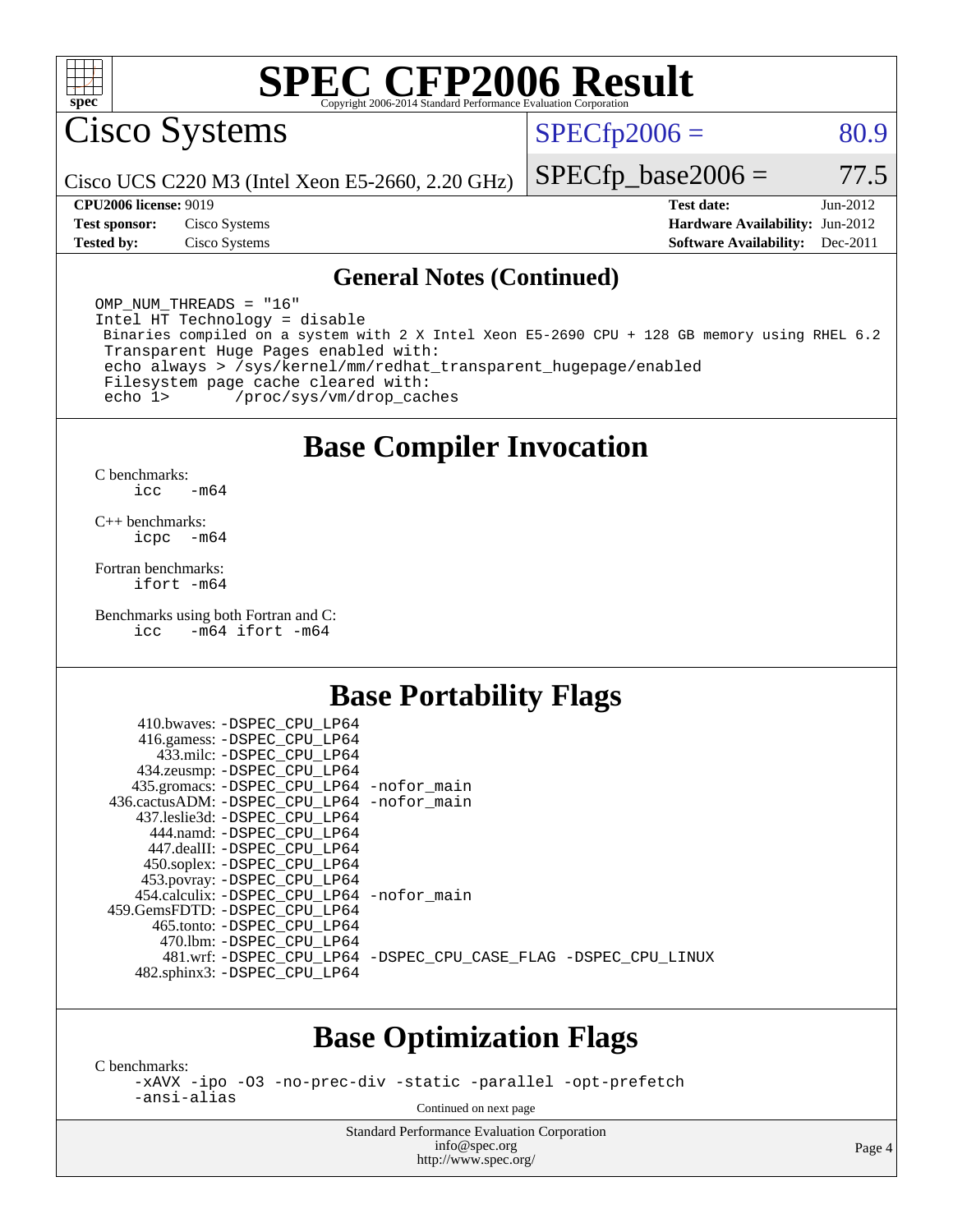# SPEC CFP2006 Result

Copyright 2006-2014 Standard Performance Evaluation Corporation

## Cisco Systems

Cisco UCS C220 M3 (Intel Xeon E5-2660, 2.20 GHz)

SPECfp2006 = 80.9

SPECfp_base2006 = 77.5

| | | | |
|---|---|---|---|
| **CPU2006 license:** 9019 | | **Test date:** | Jun-2012 |
| **Test sponsor:** | Cisco Systems | **Hardware Availability:** | Jun-2012 |
| **Tested by:** | Cisco Systems | **Software Availability:** | Dec-2011 |

### General Notes (Continued)

```
OMP_NUM_THREADS = "16"
Intel HT Technology = disable
 Binaries compiled on a system with 2 X Intel Xeon E5-2690 CPU + 128 GB memory using RHEL 6.2
 Transparent Huge Pages enabled with:
 echo always > /sys/kernel/mm/redhat_transparent_hugepage/enabled
 Filesystem page cache cleared with:
 echo 1>       /proc/sys/vm/drop_caches
```

## Base Compiler Invocation

C benchmarks:
```
icc   -m64
```

C++ benchmarks:
```
icpc  -m64
```

Fortran benchmarks:
```
ifort -m64
```

Benchmarks using both Fortran and C:
```
icc   -m64 ifort -m64
```

## Base Portability Flags

```
     410.bwaves: -DSPEC_CPU_LP64
     416.gamess: -DSPEC_CPU_LP64
       433.milc: -DSPEC_CPU_LP64
     434.zeusmp: -DSPEC_CPU_LP64
    435.gromacs: -DSPEC_CPU_LP64 -nofor_main
 436.cactusADM: -DSPEC_CPU_LP64 -nofor_main
   437.leslie3d: -DSPEC_CPU_LP64
       444.namd: -DSPEC_CPU_LP64
     447.dealII: -DSPEC_CPU_LP64
     450.soplex: -DSPEC_CPU_LP64
     453.povray: -DSPEC_CPU_LP64
   454.calculix: -DSPEC_CPU_LP64 -nofor_main
  459.GemsFDTD: -DSPEC_CPU_LP64
      465.tonto: -DSPEC_CPU_LP64
        470.lbm: -DSPEC_CPU_LP64
        481.wrf: -DSPEC_CPU_LP64 -DSPEC_CPU_CASE_FLAG -DSPEC_CPU_LINUX
    482.sphinx3: -DSPEC_CPU_LP64
```

## Base Optimization Flags

C benchmarks:
```
-xAVX -ipo -O3 -no-prec-div -static -parallel -opt-prefetch
-ansi-alias
```

Continued on next page

Standard Performance Evaluation Corporation
info@spec.org
http://www.spec.org/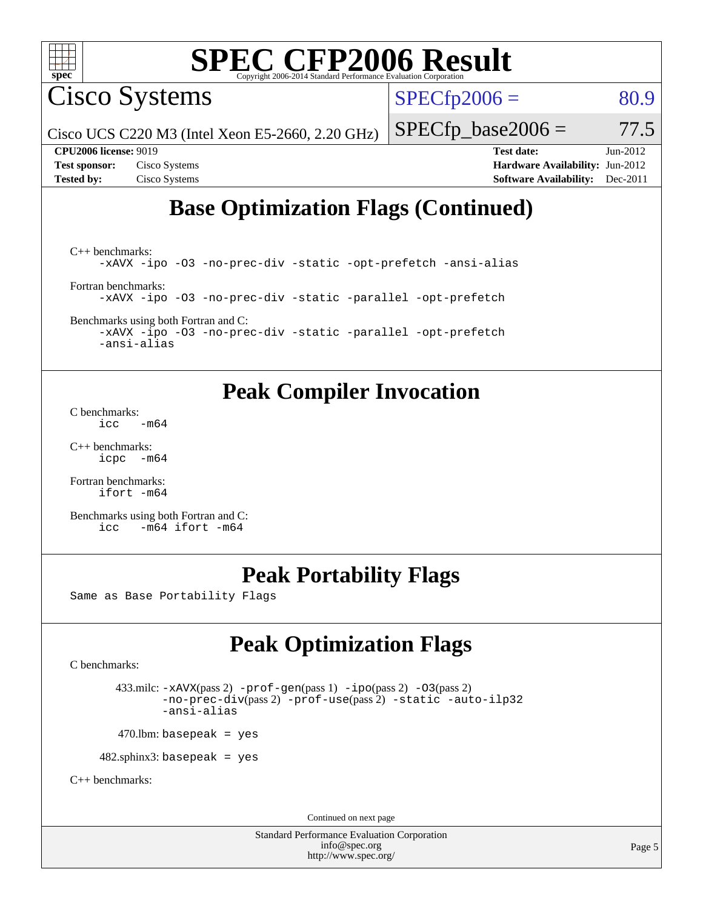## Base Optimization Flags (Continued)

C++ benchmarks:
```
-xAVX -ipo -O3 -no-prec-div -static -opt-prefetch -ansi-alias
```

Fortran benchmarks:
```
-xAVX -ipo -O3 -no-prec-div -static -parallel -opt-prefetch
```

Benchmarks using both Fortran and C:
```
-xAVX -ipo -O3 -no-prec-div -static -parallel -opt-prefetch
-ansi-alias
```

## Peak Compiler Invocation

C benchmarks:
```
icc   -m64
```

C++ benchmarks:
```
icpc  -m64
```

Fortran benchmarks:
```
ifort -m64
```

Benchmarks using both Fortran and C:
```
icc   -m64 ifort -m64
```

## Peak Portability Flags

Same as Base Portability Flags

## Peak Optimization Flags

C benchmarks:

433.milc: `-xAVX`(pass 2) `-prof-gen`(pass 1) `-ipo`(pass 2) `-O3`(pass 2) `-no-prec-div`(pass 2) `-prof-use`(pass 2) `-static` `-auto-ilp32` `-ansi-alias`

470.lbm: `basepeak = yes`

482.sphinx3: `basepeak = yes`

C++ benchmarks:

Continued on next page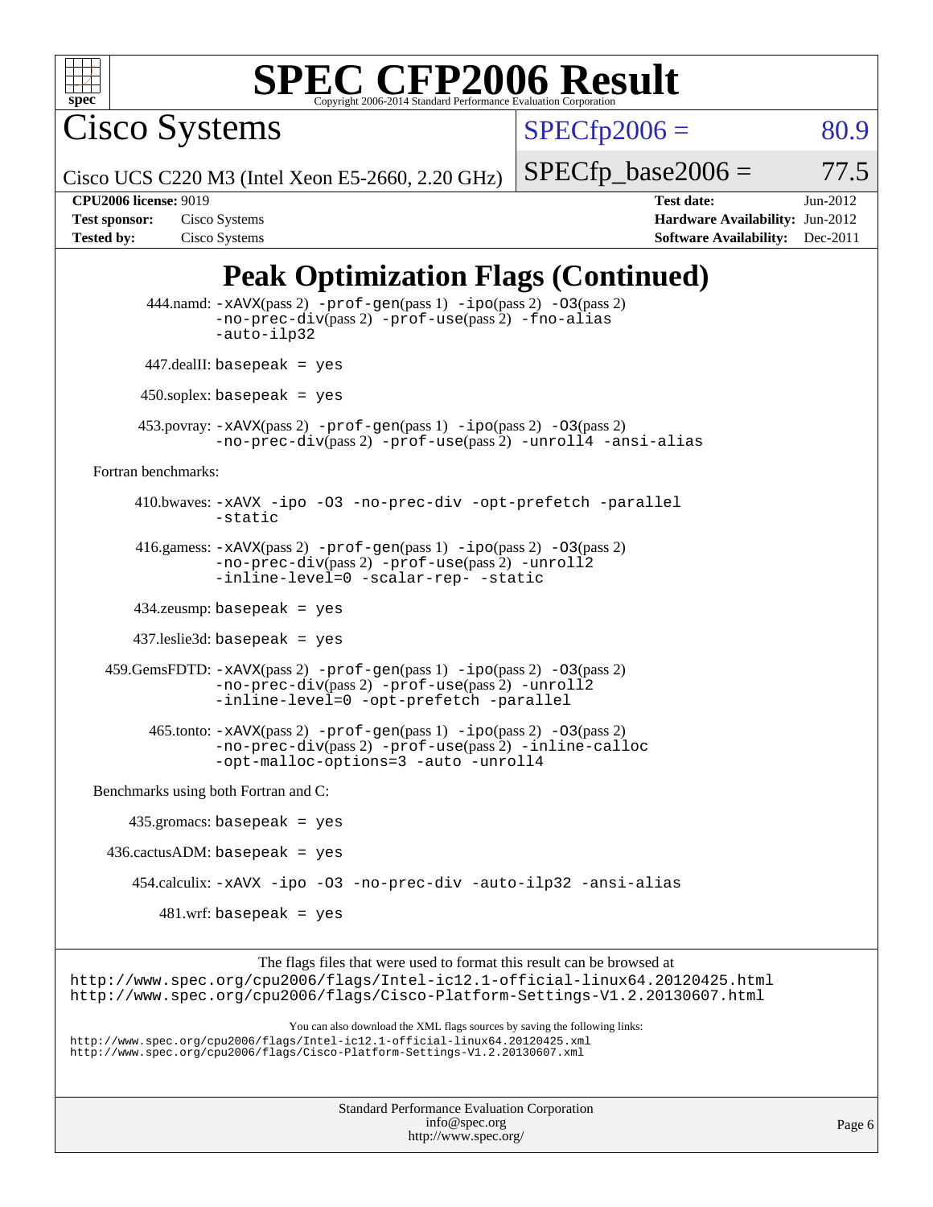# SPEC CFP2006 Result

Copyright 2006-2014 Standard Performance Evaluation Corporation

**Cisco Systems**

Cisco UCS C220 M3 (Intel Xeon E5-2660, 2.20 GHz)

SPECfp2006 = 80.9

SPECfp_base2006 = 77.5

| | | | |
|---|---|---|---|
| **CPU2006 license:** 9019 | | **Test date:** | Jun-2012 |
| **Test sponsor:** | Cisco Systems | **Hardware Availability:** | Jun-2012 |
| **Tested by:** | Cisco Systems | **Software Availability:** | Dec-2011 |

## Peak Optimization Flags (Continued)

444.namd: -xAVX(pass 2) -prof-gen(pass 1) -ipo(pass 2) -O3(pass 2) -no-prec-div(pass 2) -prof-use(pass 2) -fno-alias -auto-ilp32

447.dealII: basepeak = yes

450.soplex: basepeak = yes

453.povray: -xAVX(pass 2) -prof-gen(pass 1) -ipo(pass 2) -O3(pass 2) -no-prec-div(pass 2) -prof-use(pass 2) -unroll4 -ansi-alias

Fortran benchmarks:

410.bwaves: -xAVX -ipo -O3 -no-prec-div -opt-prefetch -parallel -static

416.gamess: -xAVX(pass 2) -prof-gen(pass 1) -ipo(pass 2) -O3(pass 2) -no-prec-div(pass 2) -prof-use(pass 2) -unroll2 -inline-level=0 -scalar-rep- -static

434.zeusmp: basepeak = yes

437.leslie3d: basepeak = yes

459.GemsFDTD: -xAVX(pass 2) -prof-gen(pass 1) -ipo(pass 2) -O3(pass 2) -no-prec-div(pass 2) -prof-use(pass 2) -unroll2 -inline-level=0 -opt-prefetch -parallel

465.tonto: -xAVX(pass 2) -prof-gen(pass 1) -ipo(pass 2) -O3(pass 2) -no-prec-div(pass 2) -prof-use(pass 2) -inline-calloc -opt-malloc-options=3 -auto -unroll4

Benchmarks using both Fortran and C:

435.gromacs: basepeak = yes

436.cactusADM: basepeak = yes

454.calculix: -xAVX -ipo -O3 -no-prec-div -auto-ilp32 -ansi-alias

481.wrf: basepeak = yes

The flags files that were used to format this result can be browsed at
http://www.spec.org/cpu2006/flags/Intel-ic12.1-official-linux64.20120425.html
http://www.spec.org/cpu2006/flags/Cisco-Platform-Settings-V1.2.20130607.html

You can also download the XML flags sources by saving the following links:
http://www.spec.org/cpu2006/flags/Intel-ic12.1-official-linux64.20120425.xml
http://www.spec.org/cpu2006/flags/Cisco-Platform-Settings-V1.2.20130607.xml

Standard Performance Evaluation Corporation
info@spec.org
http://www.spec.org/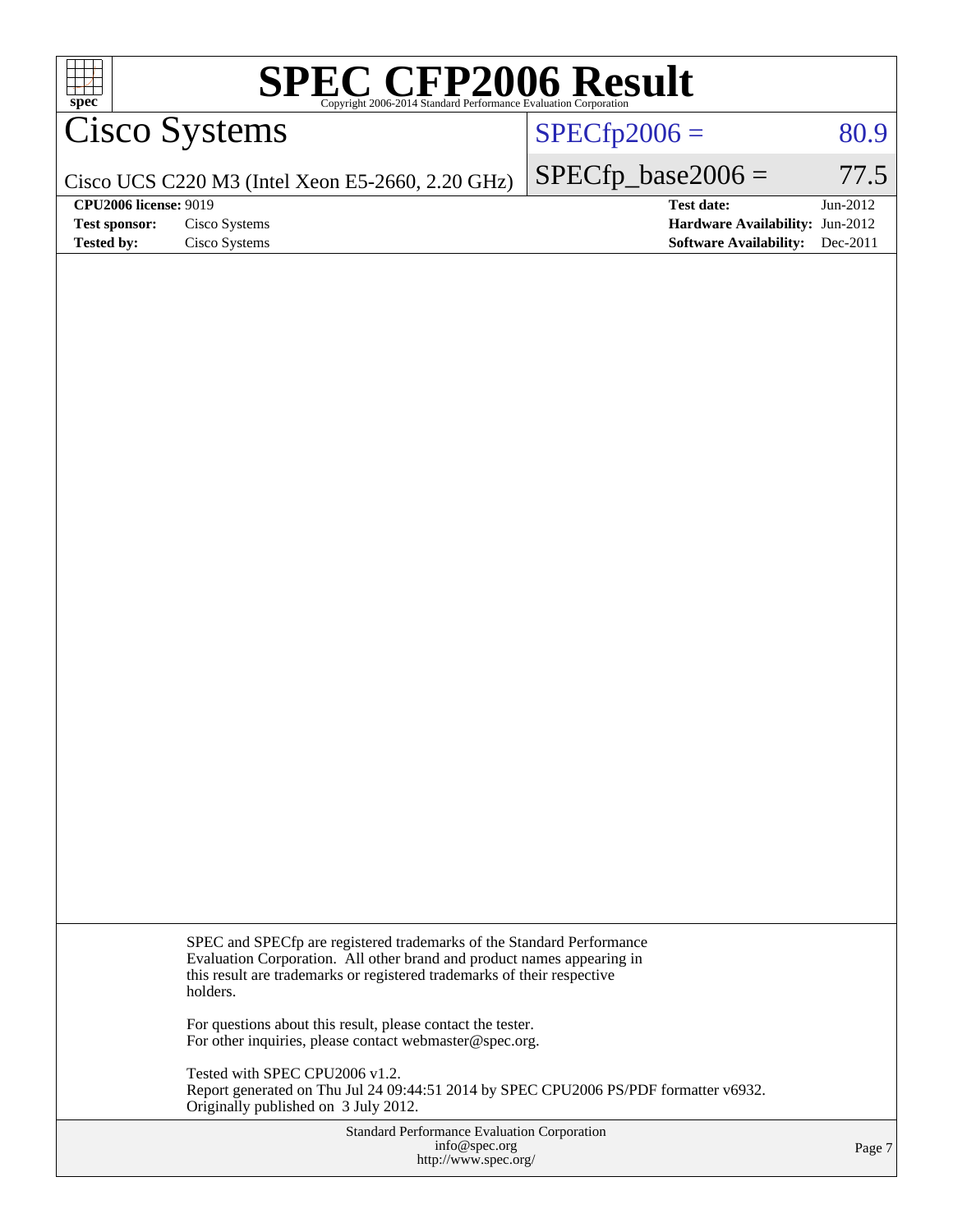SPEC and SPECfp are registered trademarks of the Standard Performance Evaluation Corporation. All other brand and product names appearing in this result are trademarks or registered trademarks of their respective holders.

For questions about this result, please contact the tester.
For other inquiries, please contact webmaster@spec.org.

Tested with SPEC CPU2006 v1.2.
Report generated on Thu Jul 24 09:44:51 2014 by SPEC CPU2006 PS/PDF formatter v6932.
Originally published on 3 July 2012.